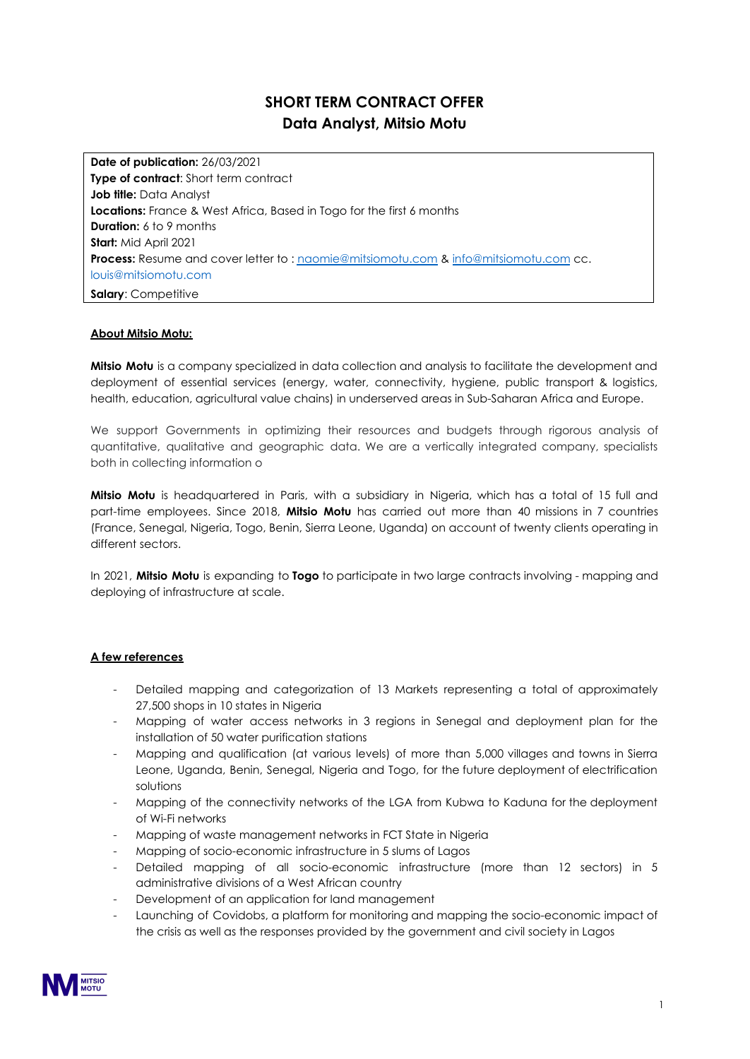# SHORT TERM CONTRACT OFFER
## Data Analyst, Mitsio Motu

**Date of publication:** 26/03/2021
**Type of contract**: Short term contract
**Job title:** Data Analyst
**Locations:** France & West Africa, Based in Togo for the first 6 months
**Duration:** 6 to 9 months
**Start:** Mid April 2021
**Process:** Resume and cover letter to : naomie@mitsiomotu.com & info@mitsiomotu.com cc. louis@mitsiomotu.com
**Salary**: Competitive

### About Mitsio Motu:

**Mitsio Motu** is a company specialized in data collection and analysis to facilitate the development and deployment of essential services (energy, water, connectivity, hygiene, public transport & logistics, health, education, agricultural value chains) in underserved areas in Sub-Saharan Africa and Europe.

We support Governments in optimizing their resources and budgets through rigorous analysis of quantitative, qualitative and geographic data. We are a vertically integrated company, specialists both in collecting information o

**Mitsio Motu** is headquartered in Paris, with a subsidiary in Nigeria, which has a total of 15 full and part-time employees. Since 2018, **Mitsio Motu** has carried out more than 40 missions in 7 countries (France, Senegal, Nigeria, Togo, Benin, Sierra Leone, Uganda) on account of twenty clients operating in different sectors.

In 2021, **Mitsio Motu** is expanding to **Togo** to participate in two large contracts involving - mapping and deploying of infrastructure at scale.

### A few references

- Detailed mapping and categorization of 13 Markets representing a total of approximately 27,500 shops in 10 states in Nigeria
- Mapping of water access networks in 3 regions in Senegal and deployment plan for the installation of 50 water purification stations
- Mapping and qualification (at various levels) of more than 5,000 villages and towns in Sierra Leone, Uganda, Benin, Senegal, Nigeria and Togo, for the future deployment of electrification solutions
- Mapping of the connectivity networks of the LGA from Kubwa to Kaduna for the deployment of Wi-Fi networks
- Mapping of waste management networks in FCT State in Nigeria
- Mapping of socio-economic infrastructure in 5 slums of Lagos
- Detailed mapping of all socio-economic infrastructure (more than 12 sectors) in 5 administrative divisions of a West African country
- Development of an application for land management
- Launching of Covidobs, a platform for monitoring and mapping the socio-economic impact of the crisis as well as the responses provided by the government and civil society in Lagos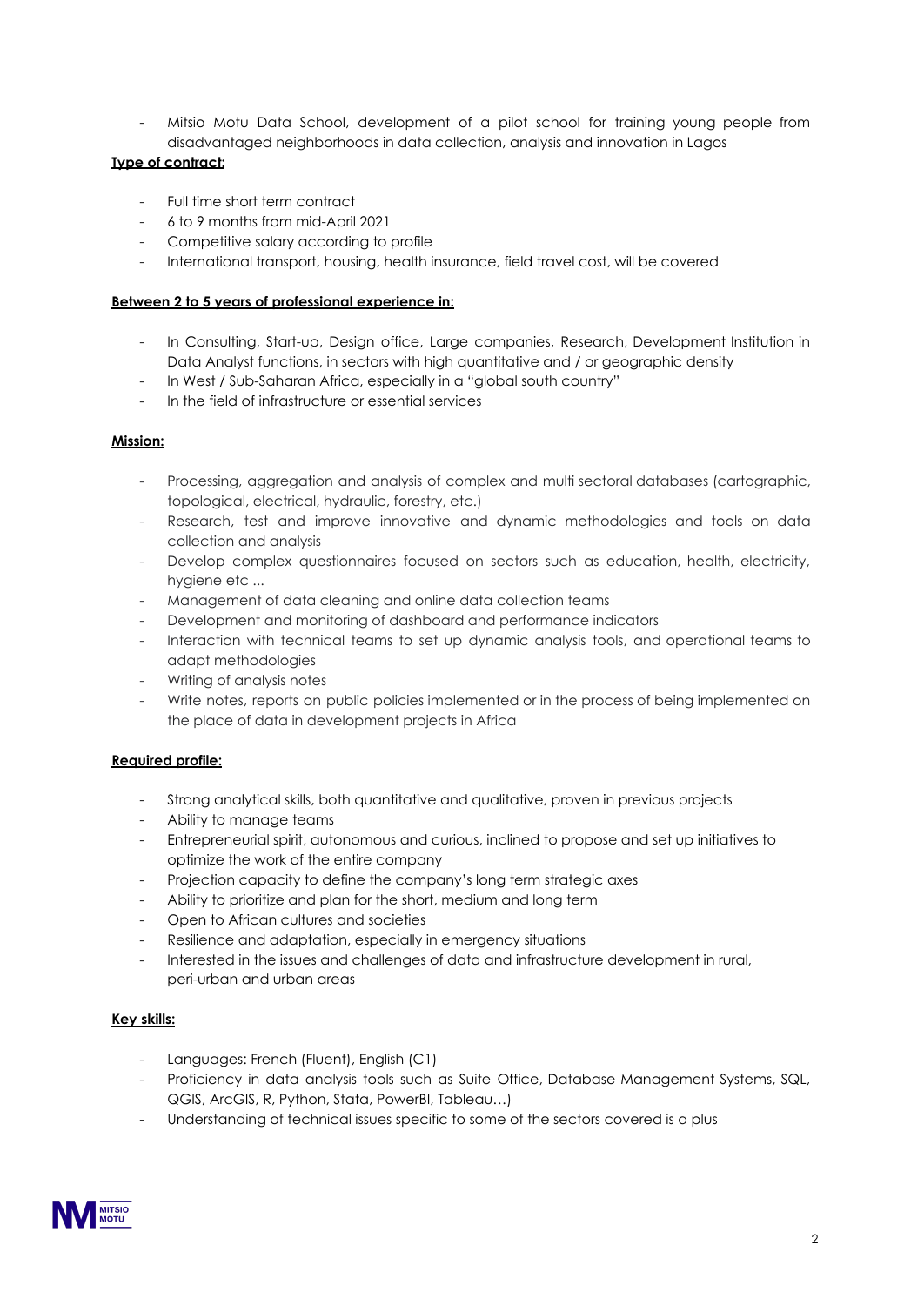- Mitsio Motu Data School, development of a pilot school for training young people from disadvantaged neighborhoods in data collection, analysis and innovation in Lagos

**Type of contract:**

- Full time short term contract
- 6 to 9 months from mid-April 2021
- Competitive salary according to profile
- International transport, housing, health insurance, field travel cost, will be covered

**Between 2 to 5 years of professional experience in:**

- In Consulting, Start-up, Design office, Large companies, Research, Development Institution in Data Analyst functions, in sectors with high quantitative and / or geographic density
- In West / Sub-Saharan Africa, especially in a "global south country"
- In the field of infrastructure or essential services

**Mission:**

- Processing, aggregation and analysis of complex and multi sectoral databases (cartographic, topological, electrical, hydraulic, forestry, etc.)
- Research, test and improve innovative and dynamic methodologies and tools on data collection and analysis
- Develop complex questionnaires focused on sectors such as education, health, electricity, hygiene etc ...
- Management of data cleaning and online data collection teams
- Development and monitoring of dashboard and performance indicators
- Interaction with technical teams to set up dynamic analysis tools, and operational teams to adapt methodologies
- Writing of analysis notes
- Write notes, reports on public policies implemented or in the process of being implemented on the place of data in development projects in Africa

**Required profile:**

- Strong analytical skills, both quantitative and qualitative, proven in previous projects
- Ability to manage teams
- Entrepreneurial spirit, autonomous and curious, inclined to propose and set up initiatives to optimize the work of the entire company
- Projection capacity to define the company's long term strategic axes
- Ability to prioritize and plan for the short, medium and long term
- Open to African cultures and societies
- Resilience and adaptation, especially in emergency situations
- Interested in the issues and challenges of data and infrastructure development in rural, peri-urban and urban areas

**Key skills:**

- Languages: French (Fluent), English (C1)
- Proficiency in data analysis tools such as Suite Office, Database Management Systems, SQL, QGIS, ArcGIS, R, Python, Stata, PowerBI, Tableau…)
- Understanding of technical issues specific to some of the sectors covered is a plus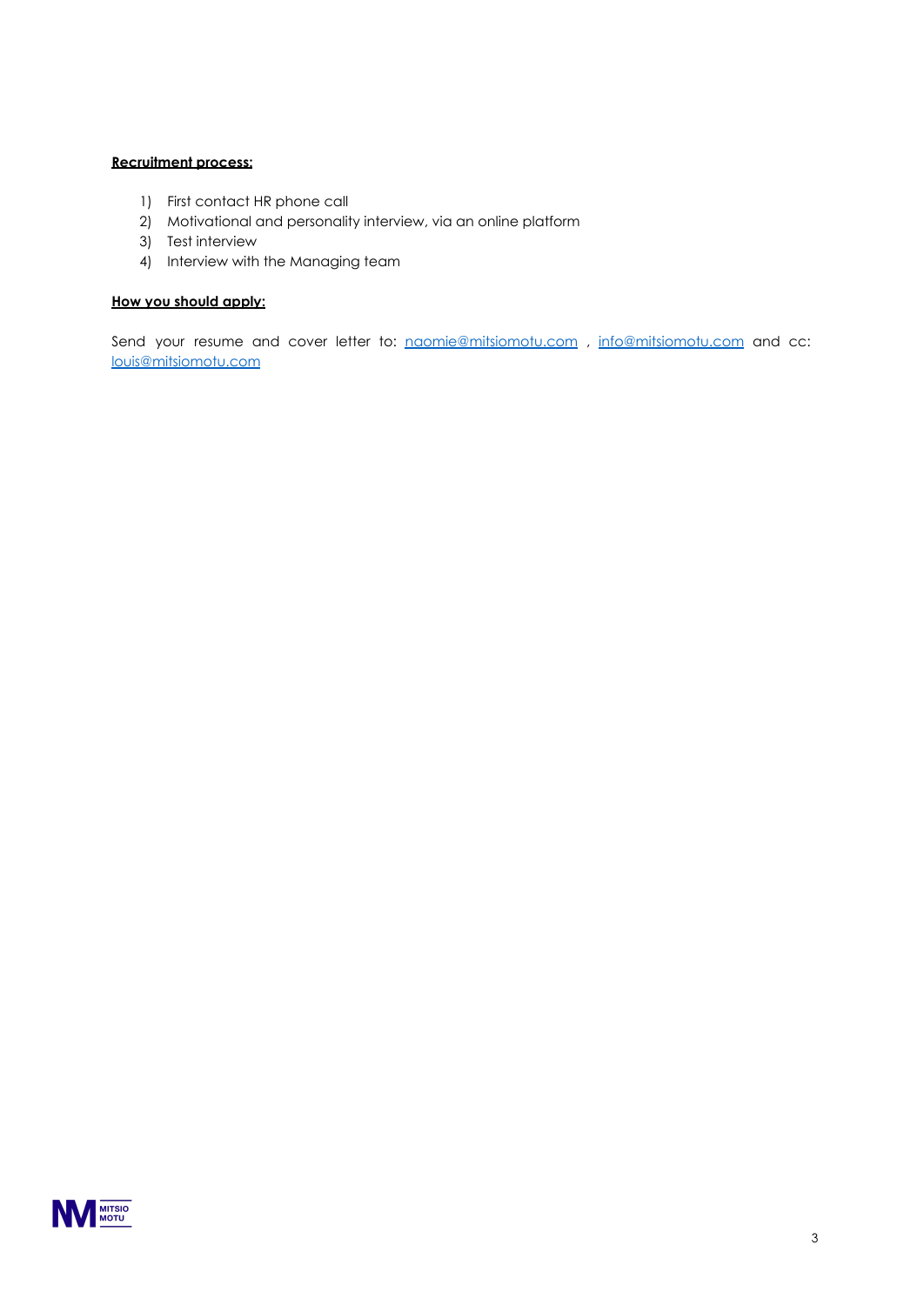**Recruitment process:**

1) First contact HR phone call
2) Motivational and personality interview, via an online platform
3) Test interview
4) Interview with the Managing team

**How you should apply:**

Send your resume and cover letter to: naomie@mitsiomotu.com , info@mitsiomotu.com and cc: louis@mitsiomotu.com